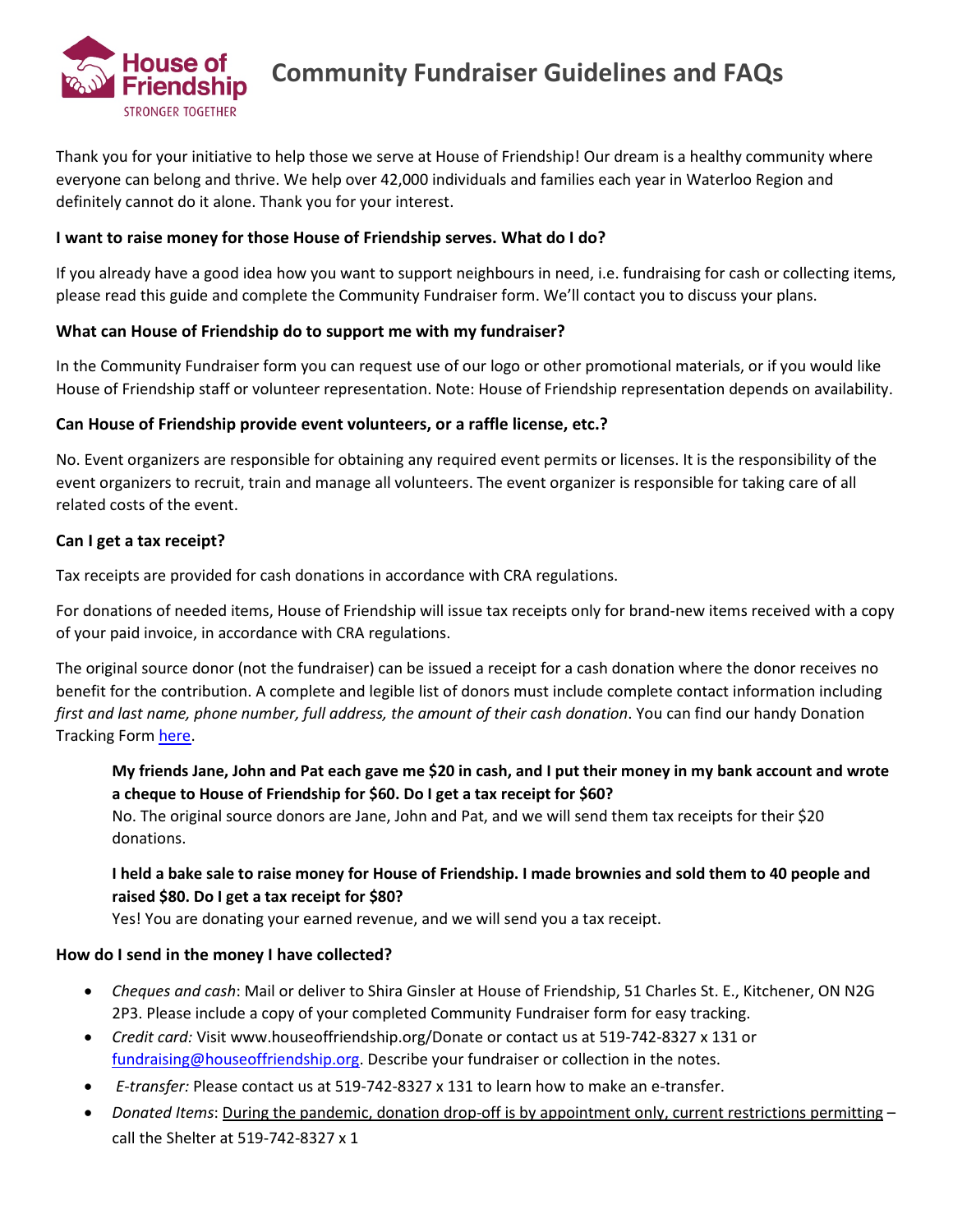# Community Fundraiser Guidelines and FAQs

Thank you for your initiative to help those we serve at House of Friendship! Our dream is a healthy community where everyone can belong and thrive. We help over 42,000 individuals and families each year in Waterloo Region and definitely cannot do it alone. Thank you for your interest.

**I want to raise money for those House of Friendship serves. What do I do?**

If you already have a good idea how you want to support neighbours in need, i.e. fundraising for cash or collecting items, please read this guide and complete the Community Fundraiser form. We'll contact you to discuss your plans.

**What can House of Friendship do to support me with my fundraiser?**

In the Community Fundraiser form you can request use of our logo or other promotional materials, or if you would like House of Friendship staff or volunteer representation. Note: House of Friendship representation depends on availability.

**Can House of Friendship provide event volunteers, or a raffle license, etc.?**

No. Event organizers are responsible for obtaining any required event permits or licenses. It is the responsibility of the event organizers to recruit, train and manage all volunteers. The event organizer is responsible for taking care of all related costs of the event.

**Can I get a tax receipt?**

Tax receipts are provided for cash donations in accordance with CRA regulations.

For donations of needed items, House of Friendship will issue tax receipts only for brand-new items received with a copy of your paid invoice, in accordance with CRA regulations.

The original source donor (not the fundraiser) can be issued a receipt for a cash donation where the donor receives no benefit for the contribution. A complete and legible list of donors must include complete contact information including *first and last name, phone number, full address, the amount of their cash donation*. You can find our handy Donation Tracking Form here.

> **My friends Jane, John and Pat each gave me $20 in cash, and I put their money in my bank account and wrote a cheque to House of Friendship for $60. Do I get a tax receipt for $60?**
> No. The original source donors are Jane, John and Pat, and we will send them tax receipts for their $20 donations.
>
> **I held a bake sale to raise money for House of Friendship. I made brownies and sold them to 40 people and raised $80. Do I get a tax receipt for $80?**
> Yes! You are donating your earned revenue, and we will send you a tax receipt.

**How do I send in the money I have collected?**

- *Cheques and cash*: Mail or deliver to Shira Ginsler at House of Friendship, 51 Charles St. E., Kitchener, ON N2G 2P3. Please include a copy of your completed Community Fundraiser form for easy tracking.
- *Credit card:* Visit www.houseoffriendship.org/Donate or contact us at 519-742-8327 x 131 or fundraising@houseoffriendship.org. Describe your fundraiser or collection in the notes.
- *E-transfer:* Please contact us at 519-742-8327 x 131 to learn how to make an e-transfer.
- *Donated Items*: During the pandemic, donation drop-off is by appointment only, current restrictions permitting – call the Shelter at 519-742-8327 x 1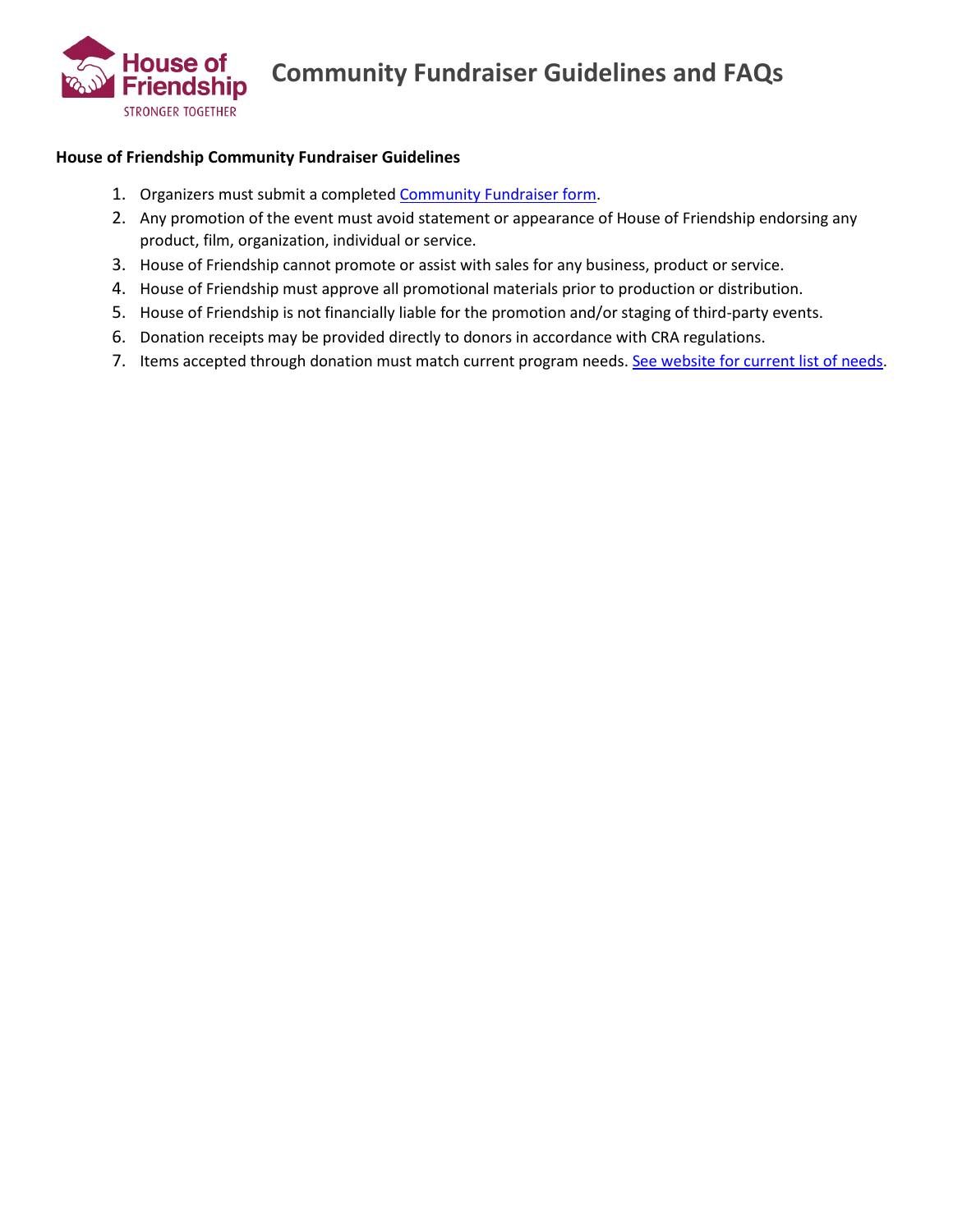# Community Fundraiser Guidelines and FAQs

**House of Friendship Community Fundraiser Guidelines**

1. Organizers must submit a completed Community Fundraiser form.
2. Any promotion of the event must avoid statement or appearance of House of Friendship endorsing any product, film, organization, individual or service.
3. House of Friendship cannot promote or assist with sales for any business, product or service.
4. House of Friendship must approve all promotional materials prior to production or distribution.
5. House of Friendship is not financially liable for the promotion and/or staging of third-party events.
6. Donation receipts may be provided directly to donors in accordance with CRA regulations.
7. Items accepted through donation must match current program needs. See website for current list of needs.